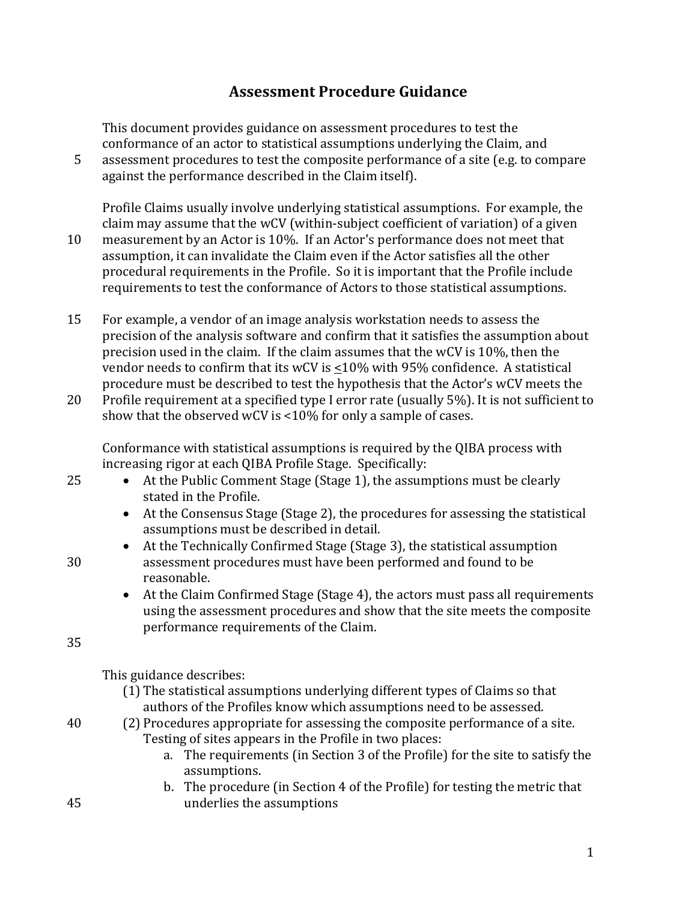# Assessment Procedure Guidance

This document provides guidance on assessment procedures to test the conformance of an actor to statistical assumptions underlying the Claim, and assessment procedures to test the composite performance of a site (e.g. to compare against the performance described in the Claim itself).

Profile Claims usually involve underlying statistical assumptions. For example, the claim may assume that the wCV (within-subject coefficient of variation) of a given measurement by an Actor is 10%. If an Actor's performance does not meet that assumption, it can invalidate the Claim even if the Actor satisfies all the other procedural requirements in the Profile. So it is important that the Profile include requirements to test the conformance of Actors to those statistical assumptions.

For example, a vendor of an image analysis workstation needs to assess the precision of the analysis software and confirm that it satisfies the assumption about precision used in the claim. If the claim assumes that the wCV is 10%, then the vendor needs to confirm that its wCV is ≤10% with 95% confidence. A statistical procedure must be described to test the hypothesis that the Actor's wCV meets the Profile requirement at a specified type I error rate (usually 5%). It is not sufficient to show that the observed wCV is <10% for only a sample of cases.

Conformance with statistical assumptions is required by the QIBA process with increasing rigor at each QIBA Profile Stage. Specifically:

- At the Public Comment Stage (Stage 1), the assumptions must be clearly stated in the Profile.
- At the Consensus Stage (Stage 2), the procedures for assessing the statistical assumptions must be described in detail.
- At the Technically Confirmed Stage (Stage 3), the statistical assumption assessment procedures must have been performed and found to be reasonable.
- At the Claim Confirmed Stage (Stage 4), the actors must pass all requirements using the assessment procedures and show that the site meets the composite performance requirements of the Claim.

This guidance describes:

(1) The statistical assumptions underlying different types of Claims so that authors of the Profiles know which assumptions need to be assessed.

(2) Procedures appropriate for assessing the composite performance of a site. Testing of sites appears in the Profile in two places:

   a. The requirements (in Section 3 of the Profile) for the site to satisfy the assumptions.

   b. The procedure (in Section 4 of the Profile) for testing the metric that underlies the assumptions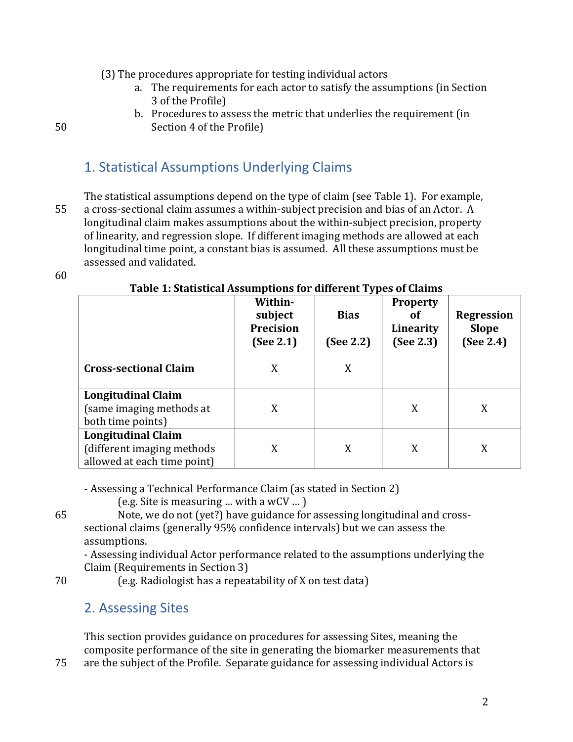(3) The procedures appropriate for testing individual actors

a. The requirements for each actor to satisfy the assumptions (in Section 3 of the Profile)
b. Procedures to assess the metric that underlies the requirement (in Section 4 of the Profile)

## 1. Statistical Assumptions Underlying Claims

The statistical assumptions depend on the type of claim (see Table 1). For example, a cross-sectional claim assumes a within-subject precision and bias of an Actor. A longitudinal claim makes assumptions about the within-subject precision, property of linearity, and regression slope. If different imaging methods are allowed at each longitudinal time point, a constant bias is assumed. All these assumptions must be assessed and validated.

**Table 1: Statistical Assumptions for different Types of Claims**

| | Within-subject Precision (See 2.1) | Bias (See 2.2) | Property of Linearity (See 2.3) | Regression Slope (See 2.4) |
|---|---|---|---|---|
| **Cross-sectional Claim** | X | X | | |
| **Longitudinal Claim** (same imaging methods at both time points) | X | | X | X |
| **Longitudinal Claim** (different imaging methods allowed at each time point) | X | X | X | X |

- Assessing a Technical Performance Claim (as stated in Section 2)

(e.g. Site is measuring … with a wCV … )

Note, we do not (yet?) have guidance for assessing longitudinal and cross-sectional claims (generally 95% confidence intervals) but we can assess the assumptions.

- Assessing individual Actor performance related to the assumptions underlying the Claim (Requirements in Section 3)

(e.g. Radiologist has a repeatability of X on test data)

## 2. Assessing Sites

This section provides guidance on procedures for assessing Sites, meaning the composite performance of the site in generating the biomarker measurements that are the subject of the Profile. Separate guidance for assessing individual Actors is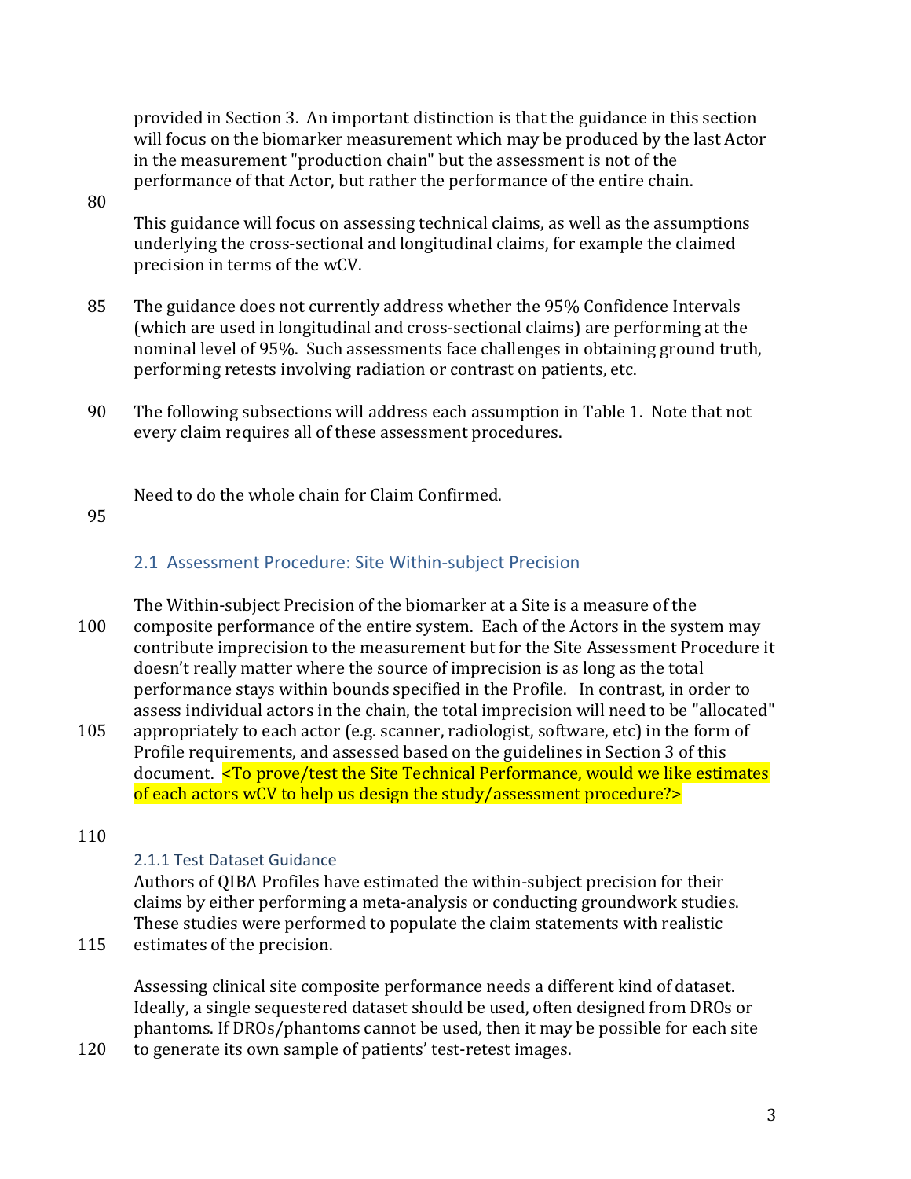provided in Section 3. An important distinction is that the guidance in this section will focus on the biomarker measurement which may be produced by the last Actor in the measurement "production chain" but the assessment is not of the performance of that Actor, but rather the performance of the entire chain.

This guidance will focus on assessing technical claims, as well as the assumptions underlying the cross-sectional and longitudinal claims, for example the claimed precision in terms of the wCV.

The guidance does not currently address whether the 95% Confidence Intervals (which are used in longitudinal and cross-sectional claims) are performing at the nominal level of 95%. Such assessments face challenges in obtaining ground truth, performing retests involving radiation or contrast on patients, etc.

The following subsections will address each assumption in Table 1. Note that not every claim requires all of these assessment procedures.

Need to do the whole chain for Claim Confirmed.

## 2.1 Assessment Procedure: Site Within-subject Precision

The Within-subject Precision of the biomarker at a Site is a measure of the composite performance of the entire system. Each of the Actors in the system may contribute imprecision to the measurement but for the Site Assessment Procedure it doesn't really matter where the source of imprecision is as long as the total performance stays within bounds specified in the Profile. In contrast, in order to assess individual actors in the chain, the total imprecision will need to be "allocated" appropriately to each actor (e.g. scanner, radiologist, software, etc) in the form of Profile requirements, and assessed based on the guidelines in Section 3 of this document. <To prove/test the Site Technical Performance, would we like estimates of each actors wCV to help us design the study/assessment procedure?>

### 2.1.1 Test Dataset Guidance

Authors of QIBA Profiles have estimated the within-subject precision for their claims by either performing a meta-analysis or conducting groundwork studies. These studies were performed to populate the claim statements with realistic estimates of the precision.

Assessing clinical site composite performance needs a different kind of dataset. Ideally, a single sequestered dataset should be used, often designed from DROs or phantoms. If DROs/phantoms cannot be used, then it may be possible for each site to generate its own sample of patients' test-retest images.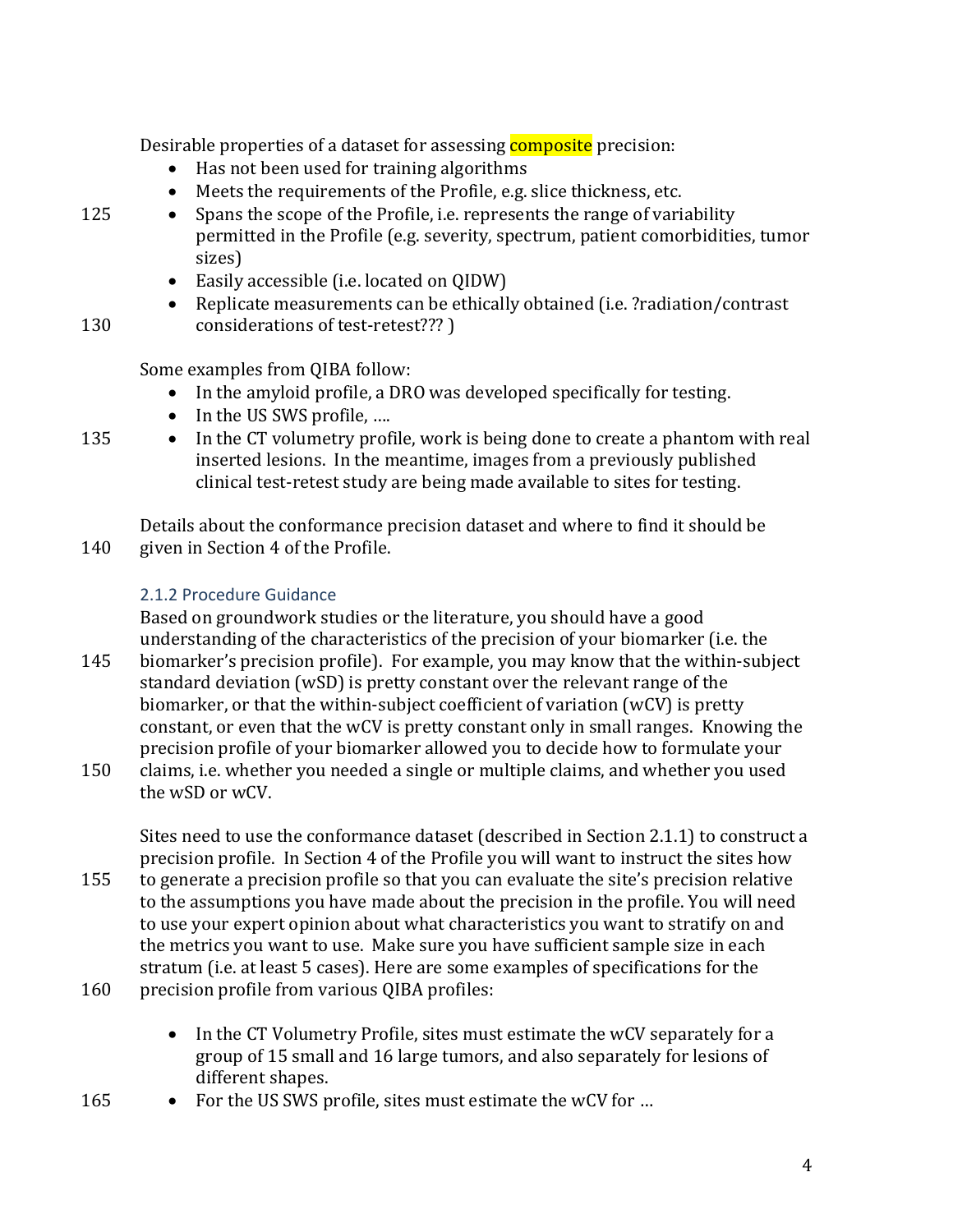Desirable properties of a dataset for assessing composite precision:

- Has not been used for training algorithms
- Meets the requirements of the Profile, e.g. slice thickness, etc.
- Spans the scope of the Profile, i.e. represents the range of variability permitted in the Profile (e.g. severity, spectrum, patient comorbidities, tumor sizes)
- Easily accessible (i.e. located on QIDW)
- Replicate measurements can be ethically obtained (i.e. ?radiation/contrast considerations of test-retest??? )

Some examples from QIBA follow:

- In the amyloid profile, a DRO was developed specifically for testing.
- In the US SWS profile, ….
- In the CT volumetry profile, work is being done to create a phantom with real inserted lesions. In the meantime, images from a previously published clinical test-retest study are being made available to sites for testing.

Details about the conformance precision dataset and where to find it should be given in Section 4 of the Profile.

### 2.1.2 Procedure Guidance

Based on groundwork studies or the literature, you should have a good understanding of the characteristics of the precision of your biomarker (i.e. the biomarker's precision profile). For example, you may know that the within-subject standard deviation (wSD) is pretty constant over the relevant range of the biomarker, or that the within-subject coefficient of variation (wCV) is pretty constant, or even that the wCV is pretty constant only in small ranges. Knowing the precision profile of your biomarker allowed you to decide how to formulate your claims, i.e. whether you needed a single or multiple claims, and whether you used the wSD or wCV.

Sites need to use the conformance dataset (described in Section 2.1.1) to construct a precision profile. In Section 4 of the Profile you will want to instruct the sites how to generate a precision profile so that you can evaluate the site's precision relative to the assumptions you have made about the precision in the profile. You will need to use your expert opinion about what characteristics you want to stratify on and the metrics you want to use. Make sure you have sufficient sample size in each stratum (i.e. at least 5 cases). Here are some examples of specifications for the precision profile from various QIBA profiles:

- In the CT Volumetry Profile, sites must estimate the wCV separately for a group of 15 small and 16 large tumors, and also separately for lesions of different shapes.
- For the US SWS profile, sites must estimate the wCV for …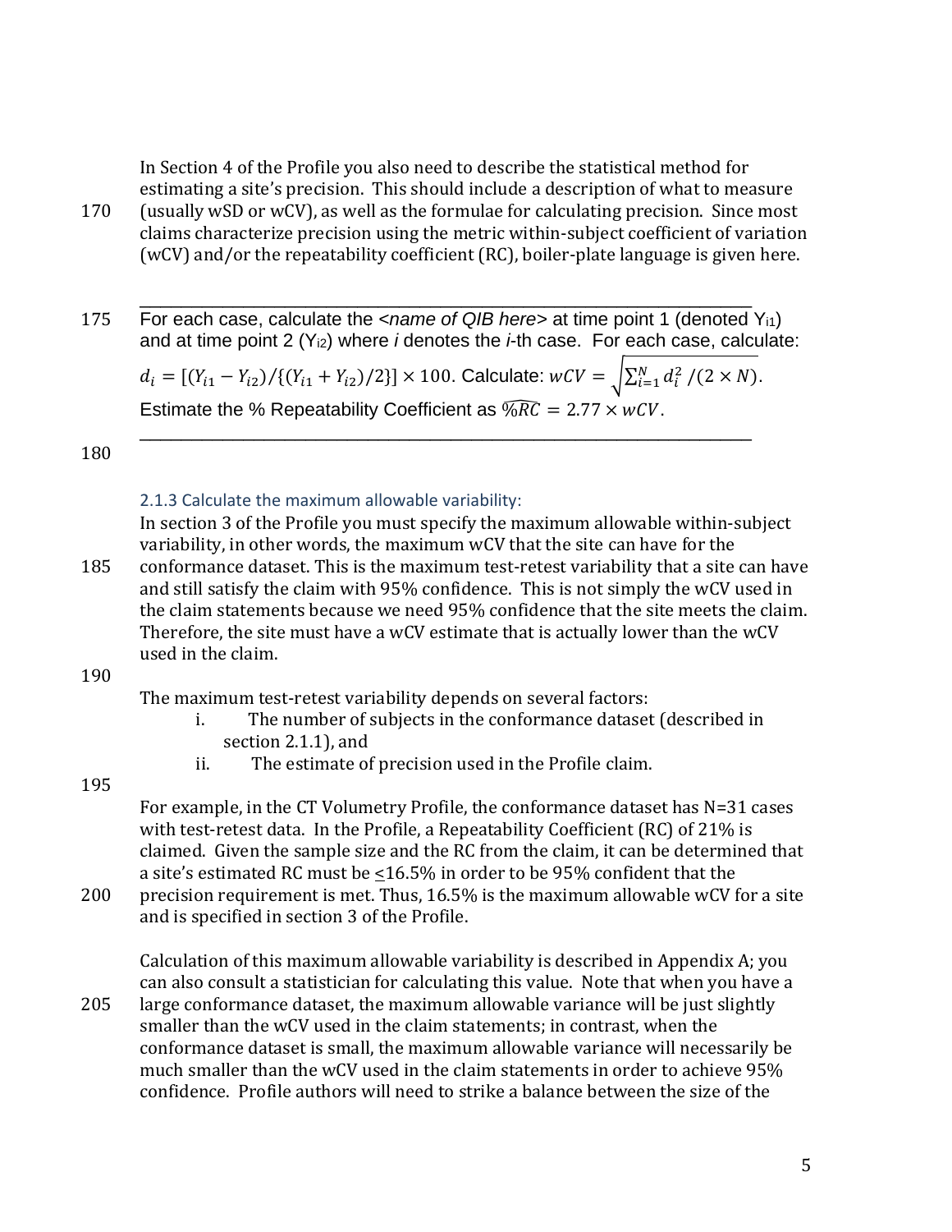In Section 4 of the Profile you also need to describe the statistical method for estimating a site's precision. This should include a description of what to measure (usually wSD or wCV), as well as the formulae for calculating precision. Since most claims characterize precision using the metric within-subject coefficient of variation (wCV) and/or the repeatability coefficient (RC), boiler-plate language is given here.

---

For each case, calculate the *<name of QIB here>* at time point 1 (denoted $Y_{i1}$) and at time point 2 ($Y_{i2}$) where *i* denotes the *i*-th case. For each case, calculate: $d_i = [(Y_{i1} - Y_{i2})/\{(Y_{i1} + Y_{i2})/2\}] \times 100$. Calculate: $wCV = \sqrt{\sum_{i=1}^{N} d_i^2 / (2 \times N)}$. Estimate the % Repeatability Coefficient as $\widehat{\%RC} = 2.77 \times wCV$.

---

### 2.1.3 Calculate the maximum allowable variability:

In section 3 of the Profile you must specify the maximum allowable within-subject variability, in other words, the maximum wCV that the site can have for the conformance dataset. This is the maximum test-retest variability that a site can have and still satisfy the claim with 95% confidence. This is not simply the wCV used in the claim statements because we need 95% confidence that the site meets the claim. Therefore, the site must have a wCV estimate that is actually lower than the wCV used in the claim.

The maximum test-retest variability depends on several factors:

i. The number of subjects in the conformance dataset (described in section 2.1.1), and
ii. The estimate of precision used in the Profile claim.

For example, in the CT Volumetry Profile, the conformance dataset has N=31 cases with test-retest data. In the Profile, a Repeatability Coefficient (RC) of 21% is claimed. Given the sample size and the RC from the claim, it can be determined that a site's estimated RC must be ≤16.5% in order to be 95% confident that the precision requirement is met. Thus, 16.5% is the maximum allowable wCV for a site and is specified in section 3 of the Profile.

Calculation of this maximum allowable variability is described in Appendix A; you can also consult a statistician for calculating this value. Note that when you have a large conformance dataset, the maximum allowable variance will be just slightly smaller than the wCV used in the claim statements; in contrast, when the conformance dataset is small, the maximum allowable variance will necessarily be much smaller than the wCV used in the claim statements in order to achieve 95% confidence. Profile authors will need to strike a balance between the size of the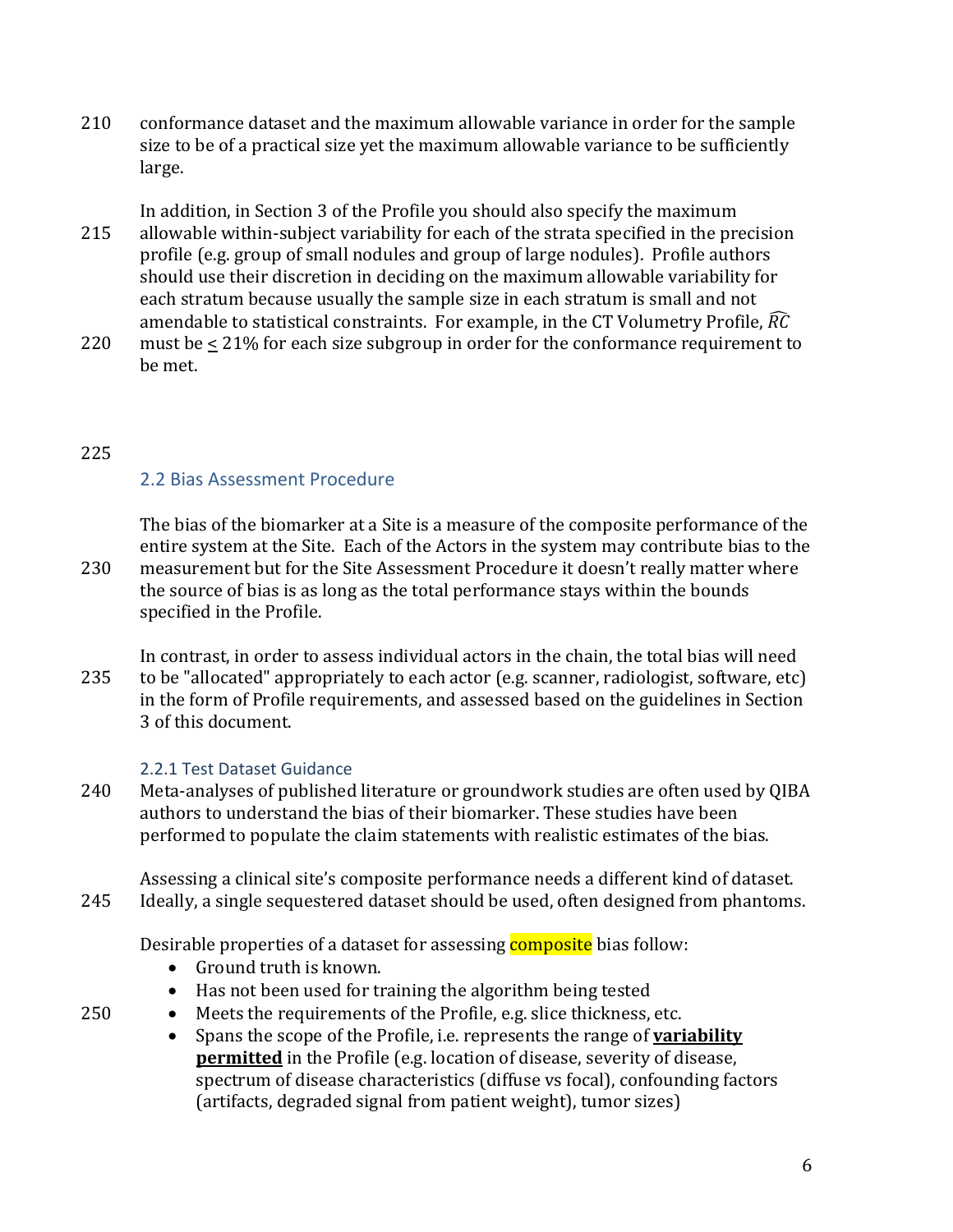conformance dataset and the maximum allowable variance in order for the sample size to be of a practical size yet the maximum allowable variance to be sufficiently large.

In addition, in Section 3 of the Profile you should also specify the maximum allowable within-subject variability for each of the strata specified in the precision profile (e.g. group of small nodules and group of large nodules). Profile authors should use their discretion in deciding on the maximum allowable variability for each stratum because usually the sample size in each stratum is small and not amendable to statistical constraints. For example, in the CT Volumetry Profile, $\widehat{RC}$ must be $\leq$ 21% for each size subgroup in order for the conformance requirement to be met.

## 2.2 Bias Assessment Procedure

The bias of the biomarker at a Site is a measure of the composite performance of the entire system at the Site. Each of the Actors in the system may contribute bias to the measurement but for the Site Assessment Procedure it doesn't really matter where the source of bias is as long as the total performance stays within the bounds specified in the Profile.

In contrast, in order to assess individual actors in the chain, the total bias will need to be "allocated" appropriately to each actor (e.g. scanner, radiologist, software, etc) in the form of Profile requirements, and assessed based on the guidelines in Section 3 of this document.

### 2.2.1 Test Dataset Guidance

Meta-analyses of published literature or groundwork studies are often used by QIBA authors to understand the bias of their biomarker. These studies have been performed to populate the claim statements with realistic estimates of the bias.

Assessing a clinical site's composite performance needs a different kind of dataset. Ideally, a single sequestered dataset should be used, often designed from phantoms.

Desirable properties of a dataset for assessing composite bias follow:

- Ground truth is known.
- Has not been used for training the algorithm being tested
- Meets the requirements of the Profile, e.g. slice thickness, etc.
- Spans the scope of the Profile, i.e. represents the range of **variability permitted** in the Profile (e.g. location of disease, severity of disease, spectrum of disease characteristics (diffuse vs focal), confounding factors (artifacts, degraded signal from patient weight), tumor sizes)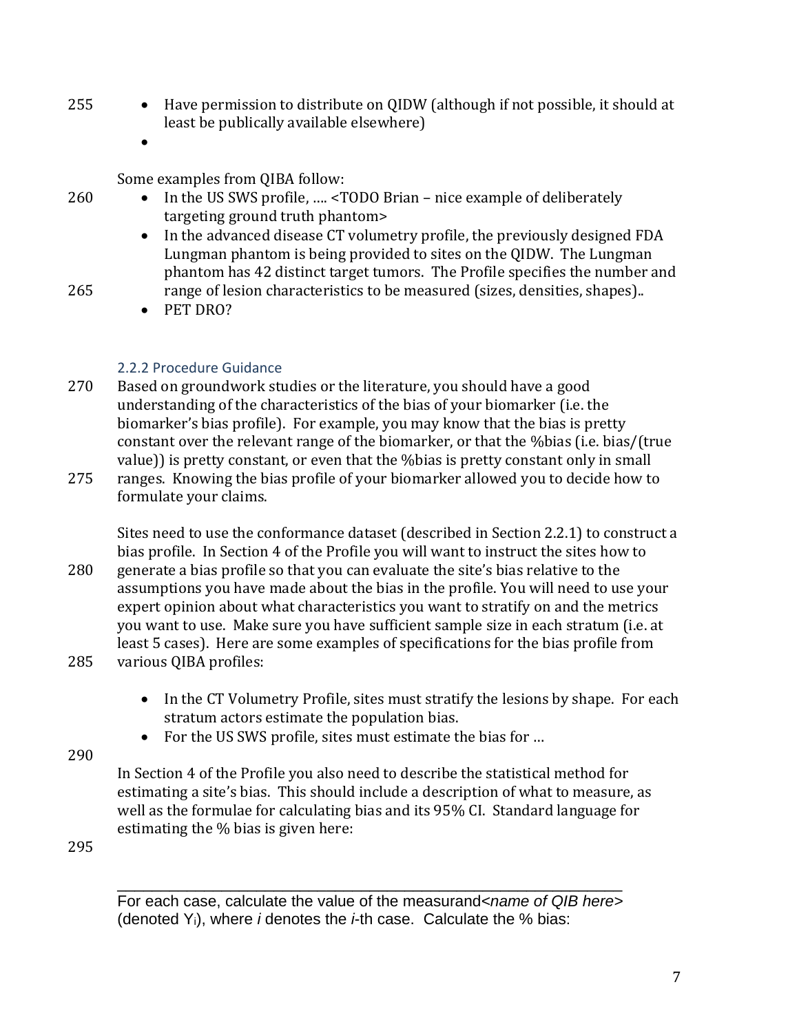- Have permission to distribute on QIDW (although if not possible, it should at least be publically available elsewhere)
- 

Some examples from QIBA follow:

- In the US SWS profile, …. <TODO Brian – nice example of deliberately targeting ground truth phantom>
- In the advanced disease CT volumetry profile, the previously designed FDA Lungman phantom is being provided to sites on the QIDW. The Lungman phantom has 42 distinct target tumors. The Profile specifies the number and range of lesion characteristics to be measured (sizes, densities, shapes)..
- PET DRO?

### 2.2.2 Procedure Guidance

Based on groundwork studies or the literature, you should have a good understanding of the characteristics of the bias of your biomarker (i.e. the biomarker's bias profile). For example, you may know that the bias is pretty constant over the relevant range of the biomarker, or that the %bias (i.e. bias/(true value)) is pretty constant, or even that the %bias is pretty constant only in small ranges. Knowing the bias profile of your biomarker allowed you to decide how to formulate your claims.

Sites need to use the conformance dataset (described in Section 2.2.1) to construct a bias profile. In Section 4 of the Profile you will want to instruct the sites how to generate a bias profile so that you can evaluate the site's bias relative to the assumptions you have made about the bias in the profile. You will need to use your expert opinion about what characteristics you want to stratify on and the metrics you want to use. Make sure you have sufficient sample size in each stratum (i.e. at least 5 cases). Here are some examples of specifications for the bias profile from various QIBA profiles:

- In the CT Volumetry Profile, sites must stratify the lesions by shape. For each stratum actors estimate the population bias.
- For the US SWS profile, sites must estimate the bias for …

In Section 4 of the Profile you also need to describe the statistical method for estimating a site's bias. This should include a description of what to measure, as well as the formulae for calculating bias and its 95% CI. Standard language for estimating the % bias is given here:

---

For each case, calculate the value of the measurand<*name of QIB here*> (denoted $Y_i$), where *i* denotes the *i*-th case. Calculate the % bias: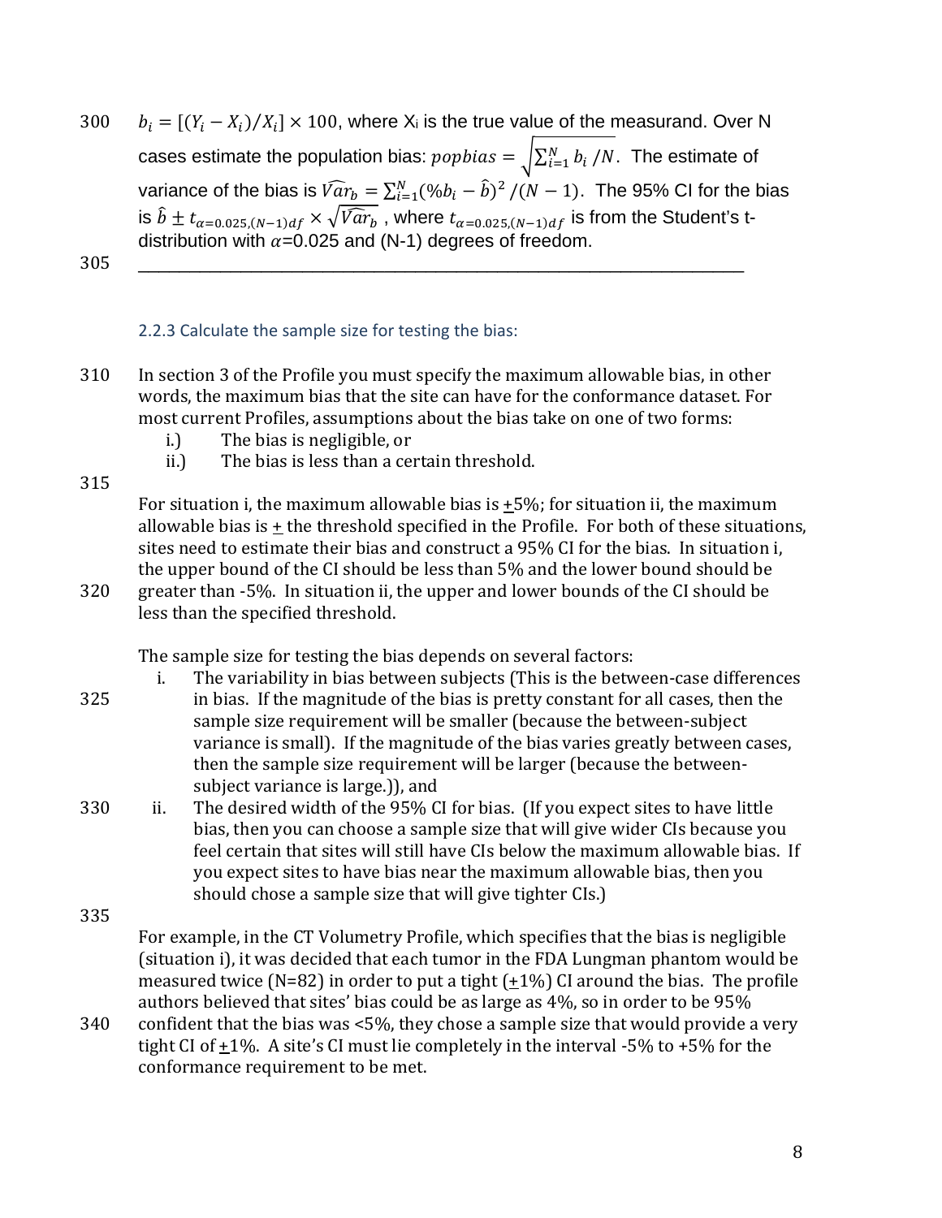$b_i = [(Y_i - X_i)/X_i] \times 100$, where $X_i$ is the true value of the measurand. Over N cases estimate the population bias: $popbias = \sqrt{\sum_{i=1}^{N} b_i \,/N}$. The estimate of variance of the bias is $\widehat{Var}_b = \sum_{i=1}^{N}(\%b_i - \hat{b})^2 \,/(N-1)$. The 95% CI for the bias is $\hat{b} \pm t_{\alpha=0.025,(N-1)df} \times \sqrt{\widehat{Var}_b}$ , where $t_{\alpha=0.025,(N-1)df}$ is from the Student's t-distribution with $\alpha$=0.025 and (N-1) degrees of freedom.

---

### 2.2.3 Calculate the sample size for testing the bias:

In section 3 of the Profile you must specify the maximum allowable bias, in other words, the maximum bias that the site can have for the conformance dataset. For most current Profiles, assumptions about the bias take on one of two forms:

i.) The bias is negligible, or
ii.) The bias is less than a certain threshold.

For situation i, the maximum allowable bias is ±5%; for situation ii, the maximum allowable bias is ± the threshold specified in the Profile. For both of these situations, sites need to estimate their bias and construct a 95% CI for the bias. In situation i, the upper bound of the CI should be less than 5% and the lower bound should be greater than -5%. In situation ii, the upper and lower bounds of the CI should be less than the specified threshold.

The sample size for testing the bias depends on several factors:

i. The variability in bias between subjects (This is the between-case differences in bias. If the magnitude of the bias is pretty constant for all cases, then the sample size requirement will be smaller (because the between-subject variance is small). If the magnitude of the bias varies greatly between cases, then the sample size requirement will be larger (because the between-subject variance is large.)), and
ii. The desired width of the 95% CI for bias. (If you expect sites to have little bias, then you can choose a sample size that will give wider CIs because you feel certain that sites will still have CIs below the maximum allowable bias. If you expect sites to have bias near the maximum allowable bias, then you should chose a sample size that will give tighter CIs.)

For example, in the CT Volumetry Profile, which specifies that the bias is negligible (situation i), it was decided that each tumor in the FDA Lungman phantom would be measured twice (N=82) in order to put a tight (±1%) CI around the bias. The profile authors believed that sites' bias could be as large as 4%, so in order to be 95% confident that the bias was <5%, they chose a sample size that would provide a very tight CI of ±1%. A site's CI must lie completely in the interval -5% to +5% for the conformance requirement to be met.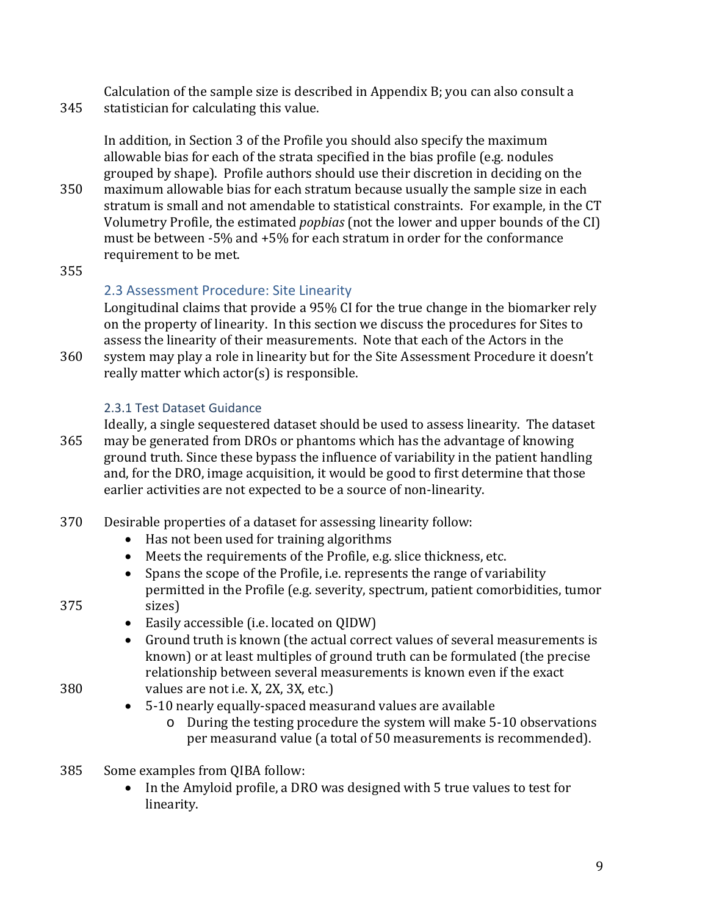Calculation of the sample size is described in Appendix B; you can also consult a statistician for calculating this value.

In addition, in Section 3 of the Profile you should also specify the maximum allowable bias for each of the strata specified in the bias profile (e.g. nodules grouped by shape). Profile authors should use their discretion in deciding on the maximum allowable bias for each stratum because usually the sample size in each stratum is small and not amendable to statistical constraints. For example, in the CT Volumetry Profile, the estimated *popbias* (not the lower and upper bounds of the CI) must be between -5% and +5% for each stratum in order for the conformance requirement to be met.

## 2.3 Assessment Procedure: Site Linearity

Longitudinal claims that provide a 95% CI for the true change in the biomarker rely on the property of linearity. In this section we discuss the procedures for Sites to assess the linearity of their measurements. Note that each of the Actors in the system may play a role in linearity but for the Site Assessment Procedure it doesn't really matter which actor(s) is responsible.

### 2.3.1 Test Dataset Guidance

Ideally, a single sequestered dataset should be used to assess linearity. The dataset may be generated from DROs or phantoms which has the advantage of knowing ground truth. Since these bypass the influence of variability in the patient handling and, for the DRO, image acquisition, it would be good to first determine that those earlier activities are not expected to be a source of non-linearity.

Desirable properties of a dataset for assessing linearity follow:

- Has not been used for training algorithms
- Meets the requirements of the Profile, e.g. slice thickness, etc.
- Spans the scope of the Profile, i.e. represents the range of variability permitted in the Profile (e.g. severity, spectrum, patient comorbidities, tumor sizes)
- Easily accessible (i.e. located on QIDW)
- Ground truth is known (the actual correct values of several measurements is known) or at least multiples of ground truth can be formulated (the precise relationship between several measurements is known even if the exact values are not i.e. X, 2X, 3X, etc.)
- 5-10 nearly equally-spaced measurand values are available
  - During the testing procedure the system will make 5-10 observations per measurand value (a total of 50 measurements is recommended).

Some examples from QIBA follow:

- In the Amyloid profile, a DRO was designed with 5 true values to test for linearity.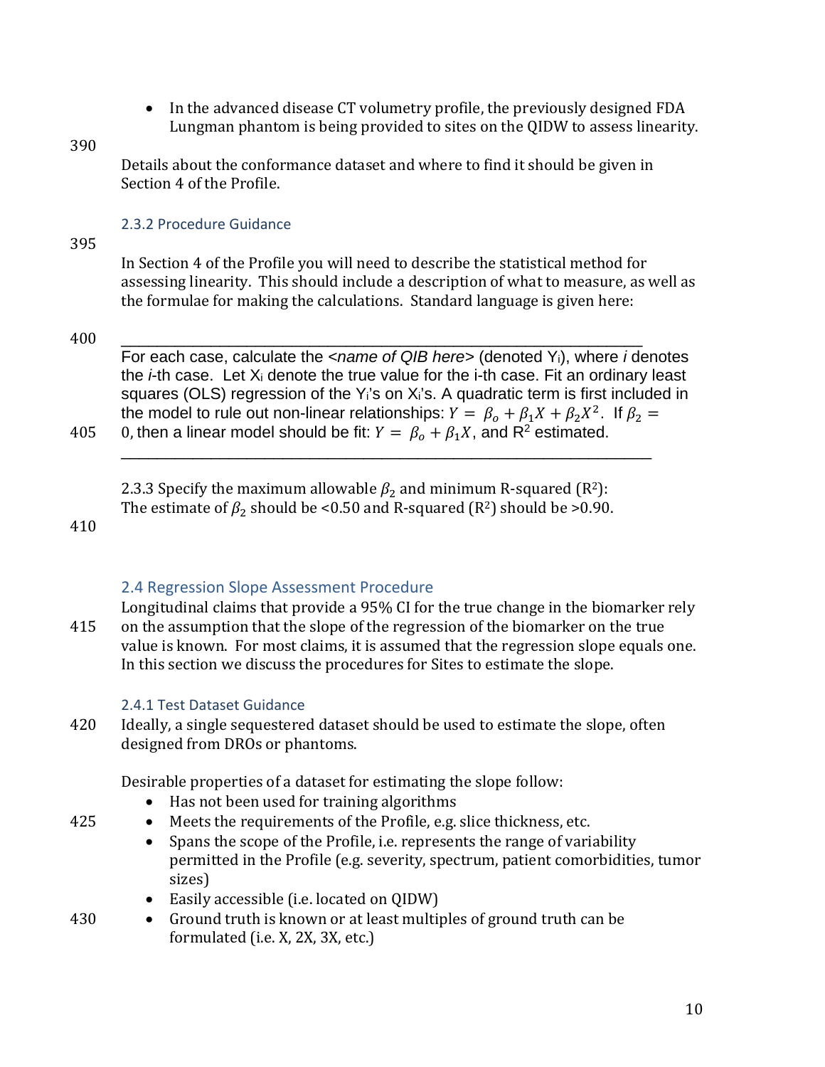- In the advanced disease CT volumetry profile, the previously designed FDA Lungman phantom is being provided to sites on the QIDW to assess linearity.

Details about the conformance dataset and where to find it should be given in Section 4 of the Profile.

### 2.3.2 Procedure Guidance

In Section 4 of the Profile you will need to describe the statistical method for assessing linearity. This should include a description of what to measure, as well as the formulae for making the calculations. Standard language is given here:

---

For each case, calculate the *<name of QIB here>* (denoted $Y_i$), where *i* denotes the *i*-th case. Let $X_i$ denote the true value for the i-th case. Fit an ordinary least squares (OLS) regression of the $Y_i$'s on $X_i$'s. A quadratic term is first included in the model to rule out non-linear relationships: $Y = \beta_o + \beta_1 X + \beta_2 X^2$. If $\beta_2 = 0$, then a linear model should be fit: $Y = \beta_o + \beta_1 X$, and $R^2$ estimated.

---

2.3.3 Specify the maximum allowable $\beta_2$ and minimum R-squared ($R^2$):
The estimate of $\beta_2$ should be <0.50 and R-squared ($R^2$) should be >0.90.

## 2.4 Regression Slope Assessment Procedure

Longitudinal claims that provide a 95% CI for the true change in the biomarker rely on the assumption that the slope of the regression of the biomarker on the true value is known. For most claims, it is assumed that the regression slope equals one. In this section we discuss the procedures for Sites to estimate the slope.

### 2.4.1 Test Dataset Guidance

Ideally, a single sequestered dataset should be used to estimate the slope, often designed from DROs or phantoms.

Desirable properties of a dataset for estimating the slope follow:

- Has not been used for training algorithms
- Meets the requirements of the Profile, e.g. slice thickness, etc.
- Spans the scope of the Profile, i.e. represents the range of variability permitted in the Profile (e.g. severity, spectrum, patient comorbidities, tumor sizes)
- Easily accessible (i.e. located on QIDW)
- Ground truth is known or at least multiples of ground truth can be formulated (i.e. X, 2X, 3X, etc.)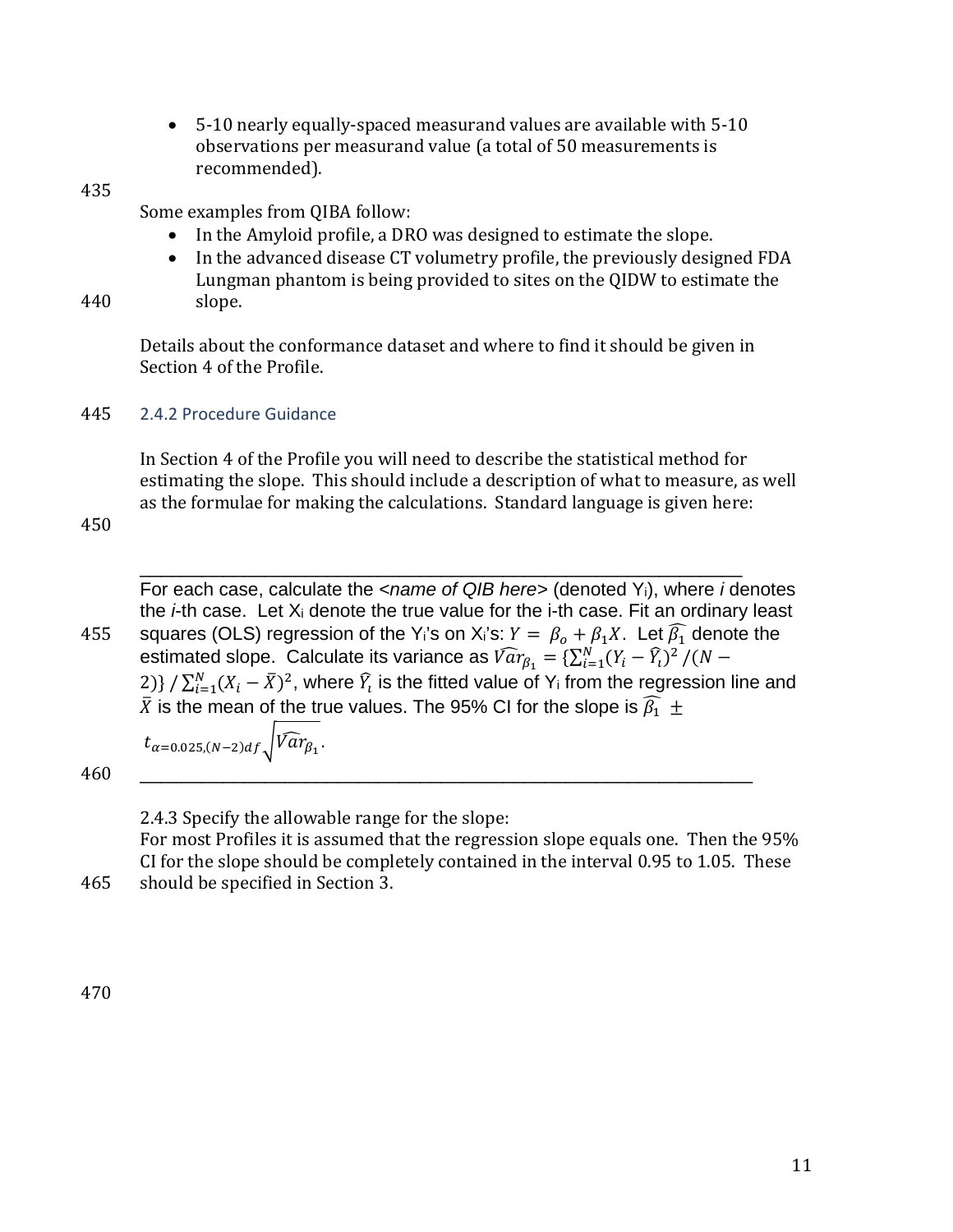- 5-10 nearly equally-spaced measurand values are available with 5-10 observations per measurand value (a total of 50 measurements is recommended).

Some examples from QIBA follow:

- In the Amyloid profile, a DRO was designed to estimate the slope.
- In the advanced disease CT volumetry profile, the previously designed FDA Lungman phantom is being provided to sites on the QIDW to estimate the slope.

Details about the conformance dataset and where to find it should be given in Section 4 of the Profile.

### 2.4.2 Procedure Guidance

In Section 4 of the Profile you will need to describe the statistical method for estimating the slope. This should include a description of what to measure, as well as the formulae for making the calculations. Standard language is given here:

---

For each case, calculate the *<name of QIB here>* (denoted $Y_i$), where *i* denotes the *i*-th case. Let $X_i$ denote the true value for the i-th case. Fit an ordinary least squares (OLS) regression of the $Y_i$'s on $X_i$'s: $Y = \beta_o + \beta_1 X$. Let $\widehat{\beta_1}$ denote the estimated slope. Calculate its variance as $\widehat{Var}_{\beta_1} = \{\sum_{i=1}^{N}(Y_i - \widehat{Y_i})^2 / (N - 2)\} / \sum_{i=1}^{N}(X_i - \bar{X})^2$, where $\widehat{Y_i}$ is the fitted value of $Y_i$ from the regression line and $\bar{X}$ is the mean of the true values. The 95% CI for the slope is $\widehat{\beta_1} \pm t_{\alpha=0.025,(N-2)df}\sqrt{\widehat{Var}_{\beta_1}}$.

---

2.4.3 Specify the allowable range for the slope:

For most Profiles it is assumed that the regression slope equals one. Then the 95% CI for the slope should be completely contained in the interval 0.95 to 1.05. These should be specified in Section 3.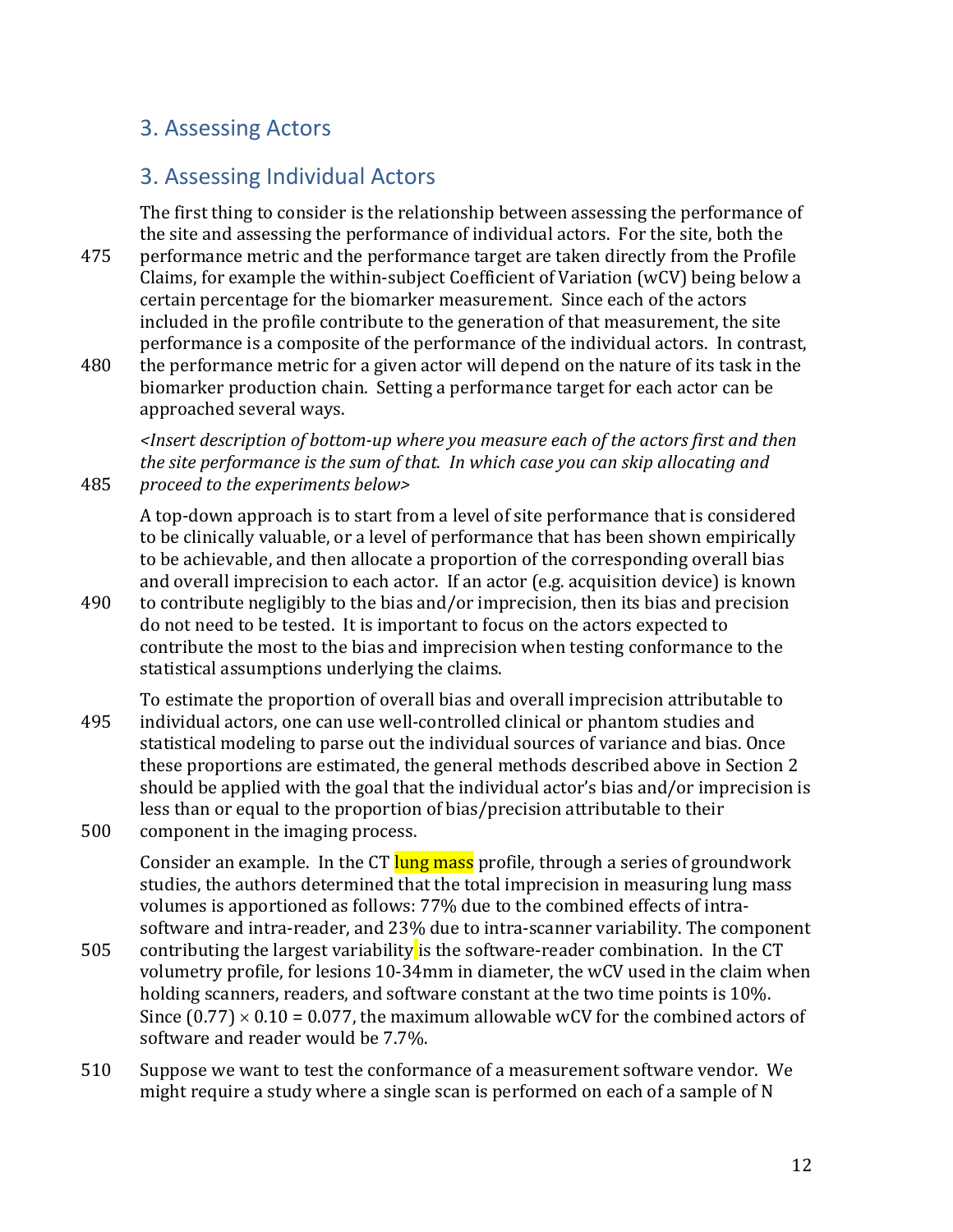## 3. Assessing Actors

## 3. Assessing Individual Actors

The first thing to consider is the relationship between assessing the performance of the site and assessing the performance of individual actors. For the site, both the performance metric and the performance target are taken directly from the Profile Claims, for example the within-subject Coefficient of Variation (wCV) being below a certain percentage for the biomarker measurement. Since each of the actors included in the profile contribute to the generation of that measurement, the site performance is a composite of the performance of the individual actors. In contrast, the performance metric for a given actor will depend on the nature of its task in the biomarker production chain. Setting a performance target for each actor can be approached several ways.

*<Insert description of bottom-up where you measure each of the actors first and then the site performance is the sum of that. In which case you can skip allocating and proceed to the experiments below>*

A top-down approach is to start from a level of site performance that is considered to be clinically valuable, or a level of performance that has been shown empirically to be achievable, and then allocate a proportion of the corresponding overall bias and overall imprecision to each actor. If an actor (e.g. acquisition device) is known to contribute negligibly to the bias and/or imprecision, then its bias and precision do not need to be tested. It is important to focus on the actors expected to contribute the most to the bias and imprecision when testing conformance to the statistical assumptions underlying the claims.

To estimate the proportion of overall bias and overall imprecision attributable to individual actors, one can use well-controlled clinical or phantom studies and statistical modeling to parse out the individual sources of variance and bias. Once these proportions are estimated, the general methods described above in Section 2 should be applied with the goal that the individual actor's bias and/or imprecision is less than or equal to the proportion of bias/precision attributable to their component in the imaging process.

Consider an example. In the CT lung mass profile, through a series of groundwork studies, the authors determined that the total imprecision in measuring lung mass volumes is apportioned as follows: 77% due to the combined effects of intra-software and intra-reader, and 23% due to intra-scanner variability. The component contributing the largest variability is the software-reader combination. In the CT volumetry profile, for lesions 10-34mm in diameter, the wCV used in the claim when holding scanners, readers, and software constant at the two time points is 10%. Since $(0.77) \times 0.10 = 0.077$, the maximum allowable wCV for the combined actors of software and reader would be 7.7%.

Suppose we want to test the conformance of a measurement software vendor. We might require a study where a single scan is performed on each of a sample of N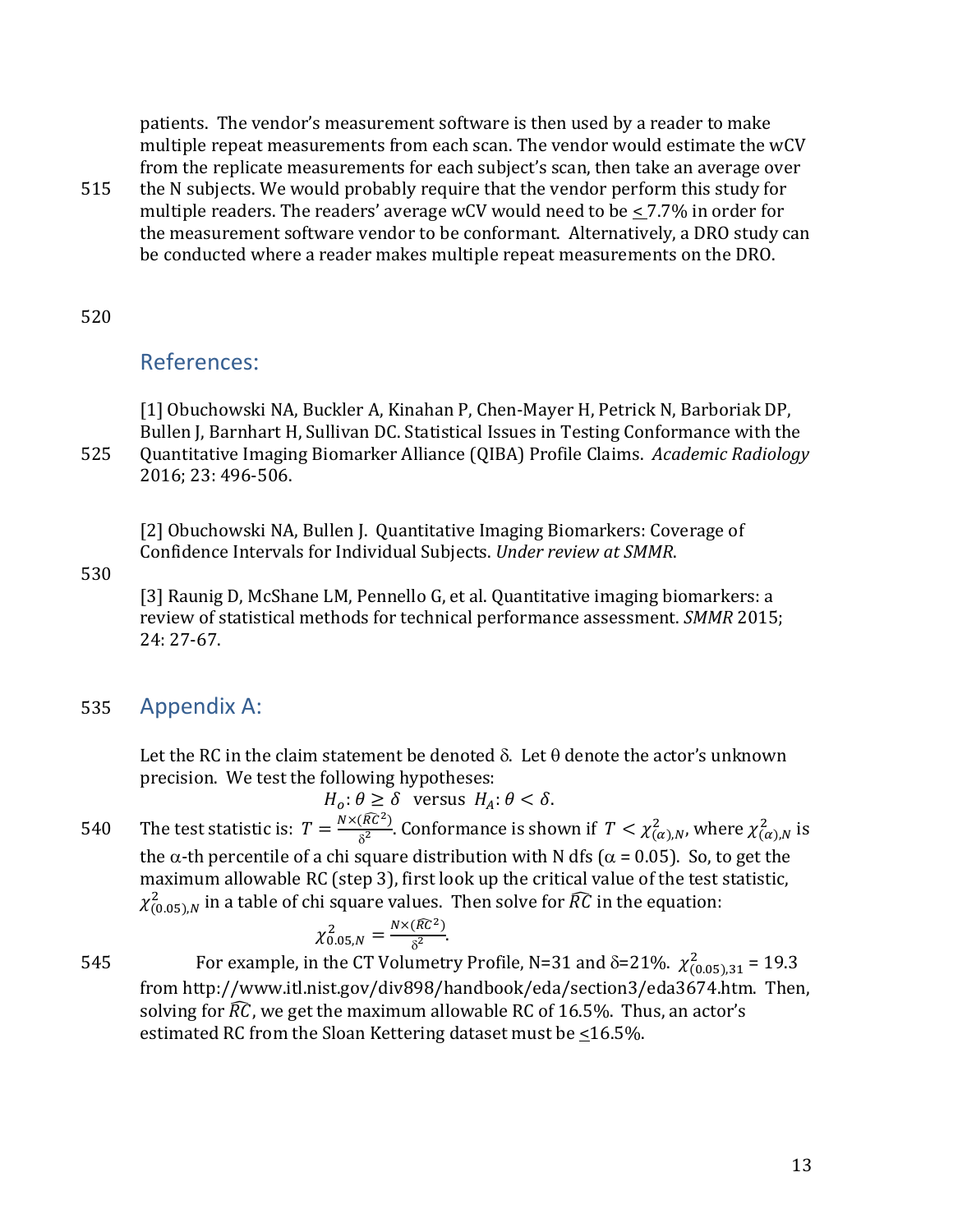patients. The vendor's measurement software is then used by a reader to make multiple repeat measurements from each scan. The vendor would estimate the wCV from the replicate measurements for each subject's scan, then take an average over the N subjects. We would probably require that the vendor perform this study for multiple readers. The readers' average wCV would need to be $\leq$ 7.7% in order for the measurement software vendor to be conformant. Alternatively, a DRO study can be conducted where a reader makes multiple repeat measurements on the DRO.

## References:

[1] Obuchowski NA, Buckler A, Kinahan P, Chen-Mayer H, Petrick N, Barboriak DP, Bullen J, Barnhart H, Sullivan DC. Statistical Issues in Testing Conformance with the Quantitative Imaging Biomarker Alliance (QIBA) Profile Claims. *Academic Radiology* 2016; 23: 496-506.

[2] Obuchowski NA, Bullen J. Quantitative Imaging Biomarkers: Coverage of Confidence Intervals for Individual Subjects. *Under review at SMMR*.

[3] Raunig D, McShane LM, Pennello G, et al. Quantitative imaging biomarkers: a review of statistical methods for technical performance assessment. *SMMR* 2015; 24: 27-67.

## Appendix A:

Let the RC in the claim statement be denoted $\delta$. Let $\theta$ denote the actor's unknown precision. We test the following hypotheses:

$$H_o: \theta \geq \delta \quad \text{versus} \quad H_A: \theta < \delta.$$

The test statistic is: $T = \frac{N \times (\widehat{RC}^2)}{\delta^2}$. Conformance is shown if $T < \chi^2_{(\alpha),N}$, where $\chi^2_{(\alpha),N}$ is the $\alpha$-th percentile of a chi square distribution with N dfs ($\alpha$ = 0.05). So, to get the maximum allowable RC (step 3), first look up the critical value of the test statistic, $\chi^2_{(0.05),N}$ in a table of chi square values. Then solve for $\widehat{RC}$ in the equation:

$$\chi^2_{0.05,N} = \frac{N \times (\widehat{RC}^2)}{\delta^2}.$$

For example, in the CT Volumetry Profile, N=31 and $\delta$=21%. $\chi^2_{(0.05),31}$ = 19.3 from http://www.itl.nist.gov/div898/handbook/eda/section3/eda3674.htm. Then, solving for $\widehat{RC}$, we get the maximum allowable RC of 16.5%. Thus, an actor's estimated RC from the Sloan Kettering dataset must be $\leq$16.5%.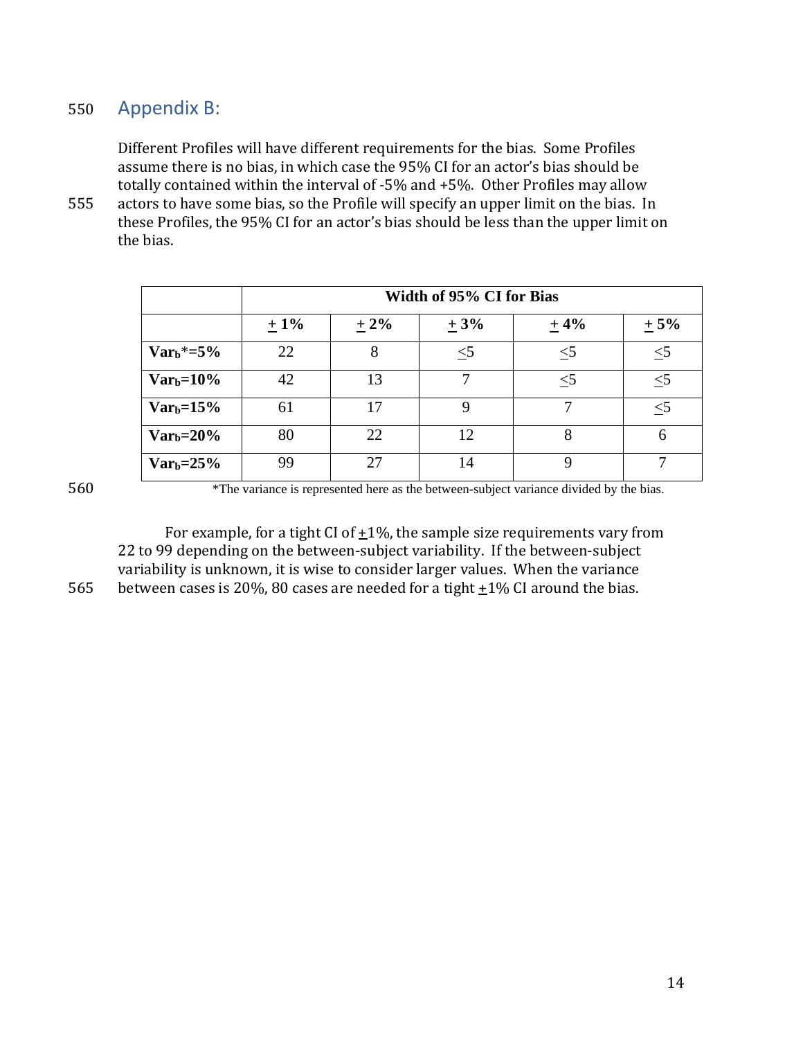## Appendix B:

Different Profiles will have different requirements for the bias. Some Profiles assume there is no bias, in which case the 95% CI for an actor's bias should be totally contained within the interval of -5% and +5%. Other Profiles may allow actors to have some bias, so the Profile will specify an upper limit on the bias. In these Profiles, the 95% CI for an actor's bias should be less than the upper limit on the bias.

| | **Width of 95% CI for Bias** | | | | |
|---|---|---|---|---|---|
| | **±1%** | **±2%** | **±3%** | **±4%** | **±5%** |
| **$Var_b$\*=5%** | 22 | 8 | ≤5 | ≤5 | ≤5 |
| **$Var_b$=10%** | 42 | 13 | 7 | ≤5 | ≤5 |
| **$Var_b$=15%** | 61 | 17 | 9 | 7 | ≤5 |
| **$Var_b$=20%** | 80 | 22 | 12 | 8 | 6 |
| **$Var_b$=25%** | 99 | 27 | 14 | 9 | 7 |

*The variance is represented here as the between-subject variance divided by the bias.

For example, for a tight CI of ±1%, the sample size requirements vary from 22 to 99 depending on the between-subject variability. If the between-subject variability is unknown, it is wise to consider larger values. When the variance between cases is 20%, 80 cases are needed for a tight ±1% CI around the bias.